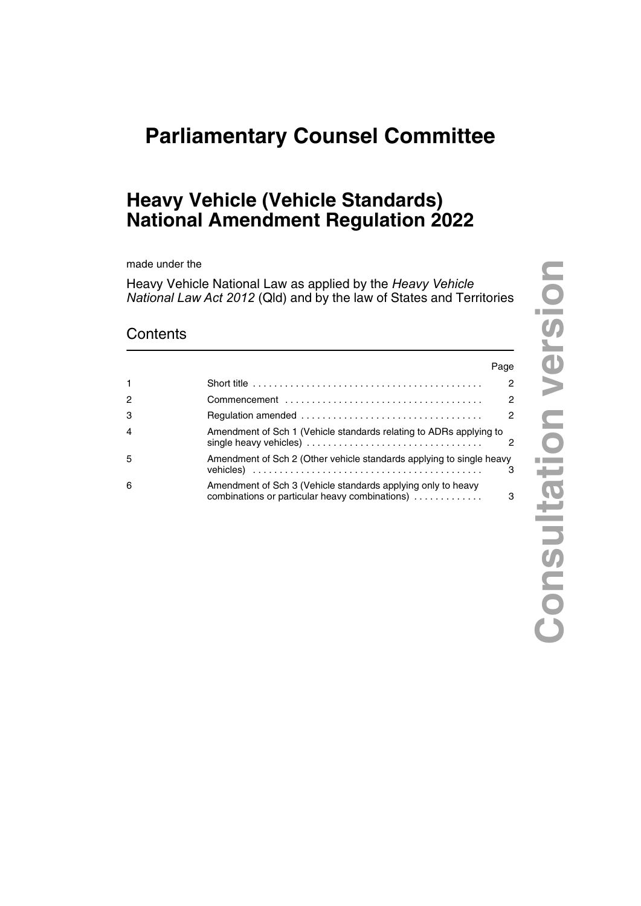# Parliamentary Counsel Committee

## Heavy Vehicle (Vehicle Standards) National Amendment Regulation 2022

made under the

Heavy Vehicle National Law as applied by the *Heavy Vehicle National Law Act 2012* (Qld) and by the law of States and Territories

### Contents

| | | Page |
|---|---|---|
| 1 | Short title | 2 |
| 2 | Commencement | 2 |
| 3 | Regulation amended | 2 |
| 4 | Amendment of Sch 1 (Vehicle standards relating to ADRs applying to single heavy vehicles) | 2 |
| 5 | Amendment of Sch 2 (Other vehicle standards applying to single heavy vehicles) | 3 |
| 6 | Amendment of Sch 3 (Vehicle standards applying only to heavy combinations or particular heavy combinations) | 3 |

Consultation version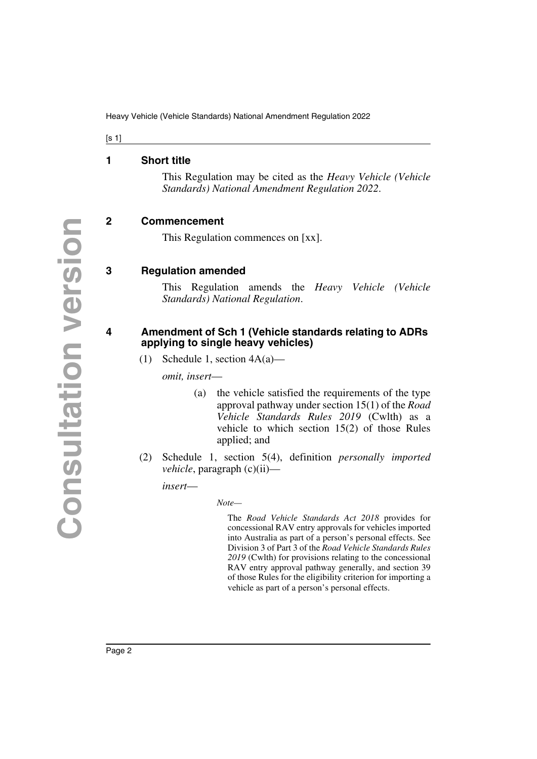## 1 Short title

This Regulation may be cited as the *Heavy Vehicle (Vehicle Standards) National Amendment Regulation 2022*.

## 2 Commencement

This Regulation commences on [xx].

## 3 Regulation amended

This Regulation amends the *Heavy Vehicle (Vehicle Standards) National Regulation*.

## 4 Amendment of Sch 1 (Vehicle standards relating to ADRs applying to single heavy vehicles)

(1) Schedule 1, section 4A(a)—

*omit, insert*—

(a) the vehicle satisfied the requirements of the type approval pathway under section 15(1) of the *Road Vehicle Standards Rules 2019* (Cwlth) as a vehicle to which section 15(2) of those Rules applied; and

(2) Schedule 1, section 5(4), definition *personally imported vehicle*, paragraph (c)(ii)—

*insert*—

*Note*—

The *Road Vehicle Standards Act 2018* provides for concessional RAV entry approvals for vehicles imported into Australia as part of a person's personal effects. See Division 3 of Part 3 of the *Road Vehicle Standards Rules 2019* (Cwlth) for provisions relating to the concessional RAV entry approval pathway generally, and section 39 of those Rules for the eligibility criterion for importing a vehicle as part of a person's personal effects.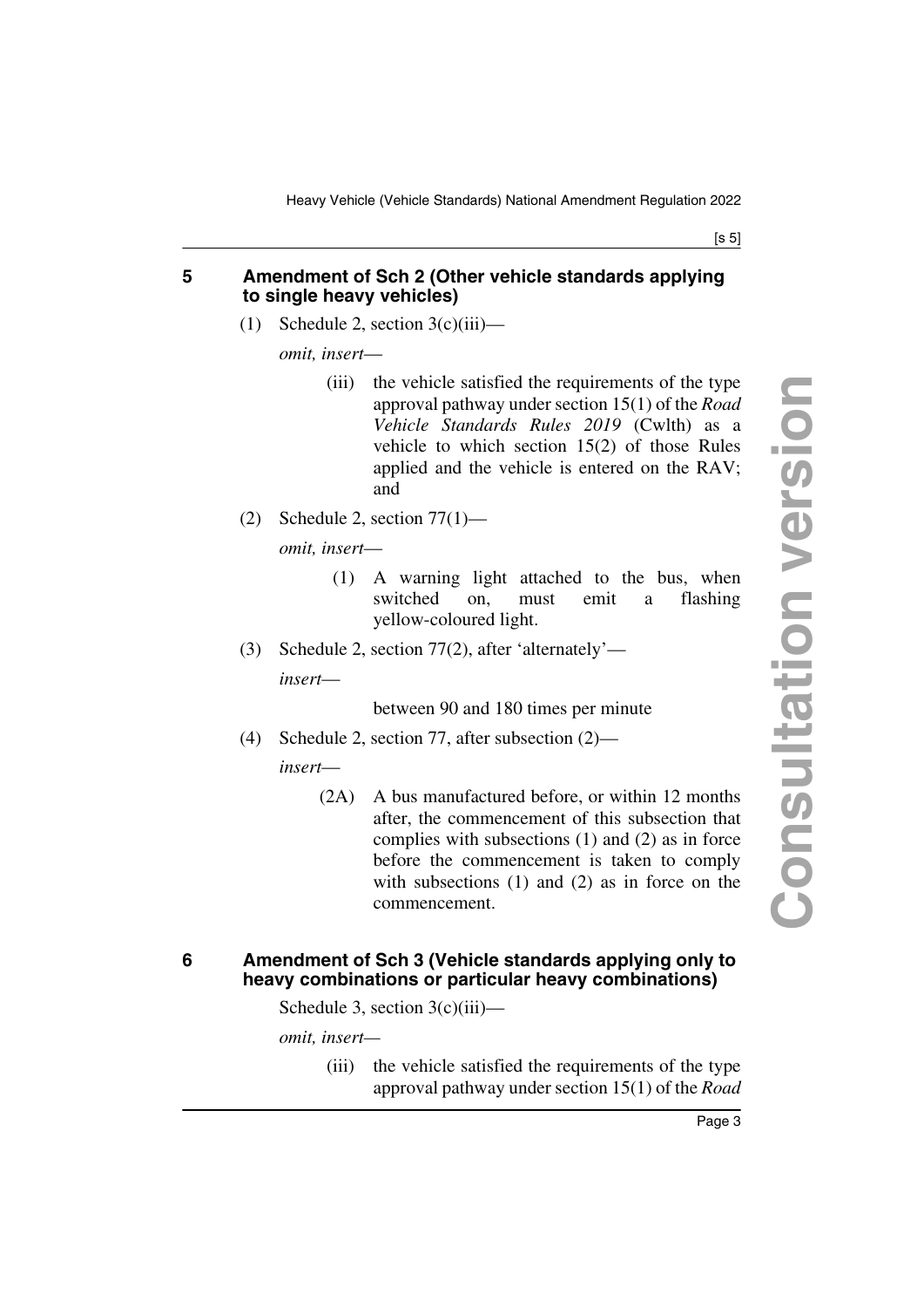## 5 Amendment of Sch 2 (Other vehicle standards applying to single heavy vehicles)

(1) Schedule 2, section 3(c)(iii)—

*omit, insert*—

> (iii) the vehicle satisfied the requirements of the type approval pathway under section 15(1) of the *Road Vehicle Standards Rules 2019* (Cwlth) as a vehicle to which section 15(2) of those Rules applied and the vehicle is entered on the RAV; and

(2) Schedule 2, section 77(1)—

*omit, insert*—

> (1) A warning light attached to the bus, when switched on, must emit a flashing yellow-coloured light.

(3) Schedule 2, section 77(2), after 'alternately'—

*insert*—

> between 90 and 180 times per minute

(4) Schedule 2, section 77, after subsection (2)—

*insert*—

> (2A) A bus manufactured before, or within 12 months after, the commencement of this subsection that complies with subsections (1) and (2) as in force before the commencement is taken to comply with subsections (1) and (2) as in force on the commencement.

## 6 Amendment of Sch 3 (Vehicle standards applying only to heavy combinations or particular heavy combinations)

Schedule 3, section 3(c)(iii)—

*omit, insert*—

> (iii) the vehicle satisfied the requirements of the type approval pathway under section 15(1) of the *Road*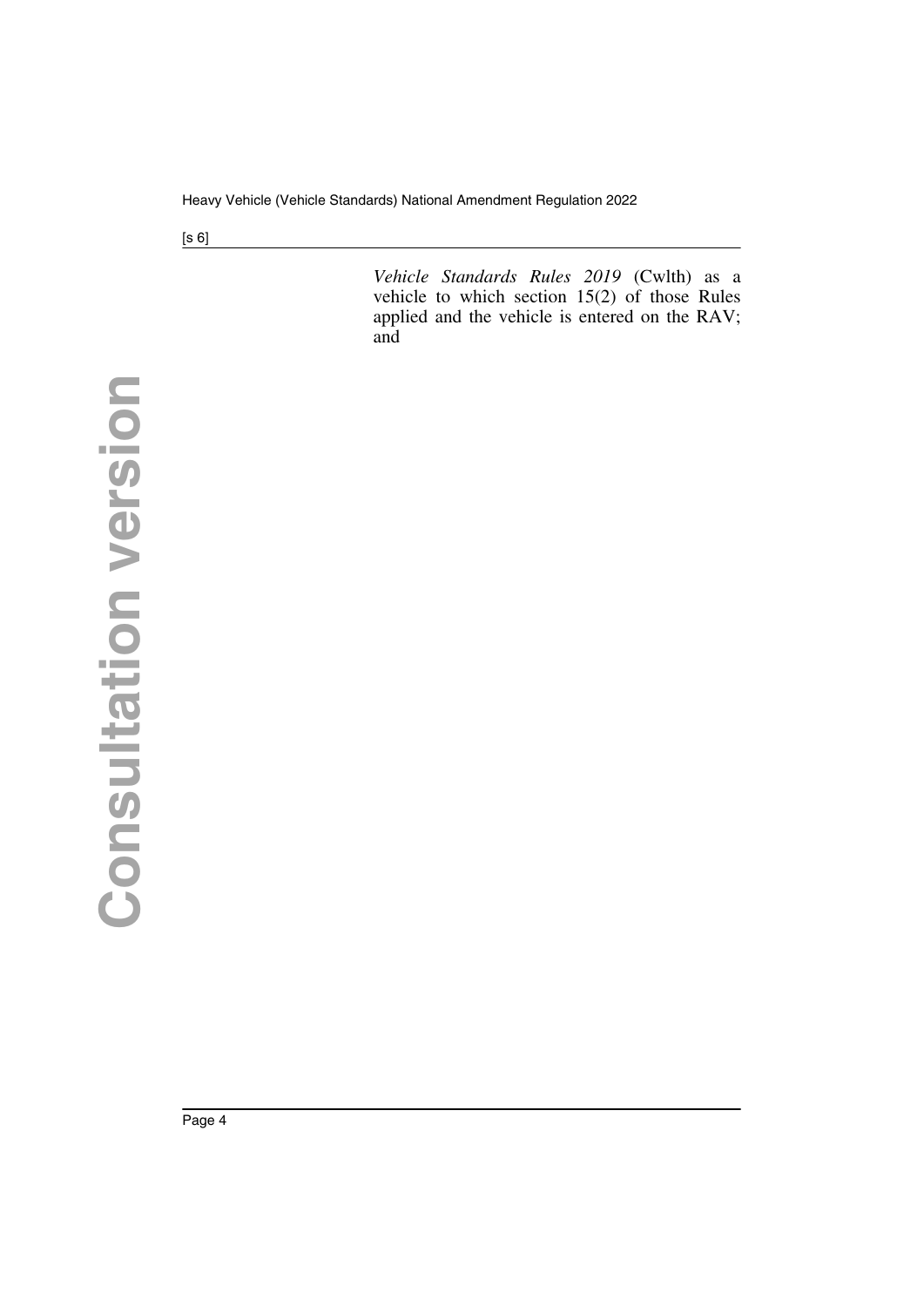*Vehicle Standards Rules 2019* (Cwlth) as a vehicle to which section 15(2) of those Rules applied and the vehicle is entered on the RAV; and